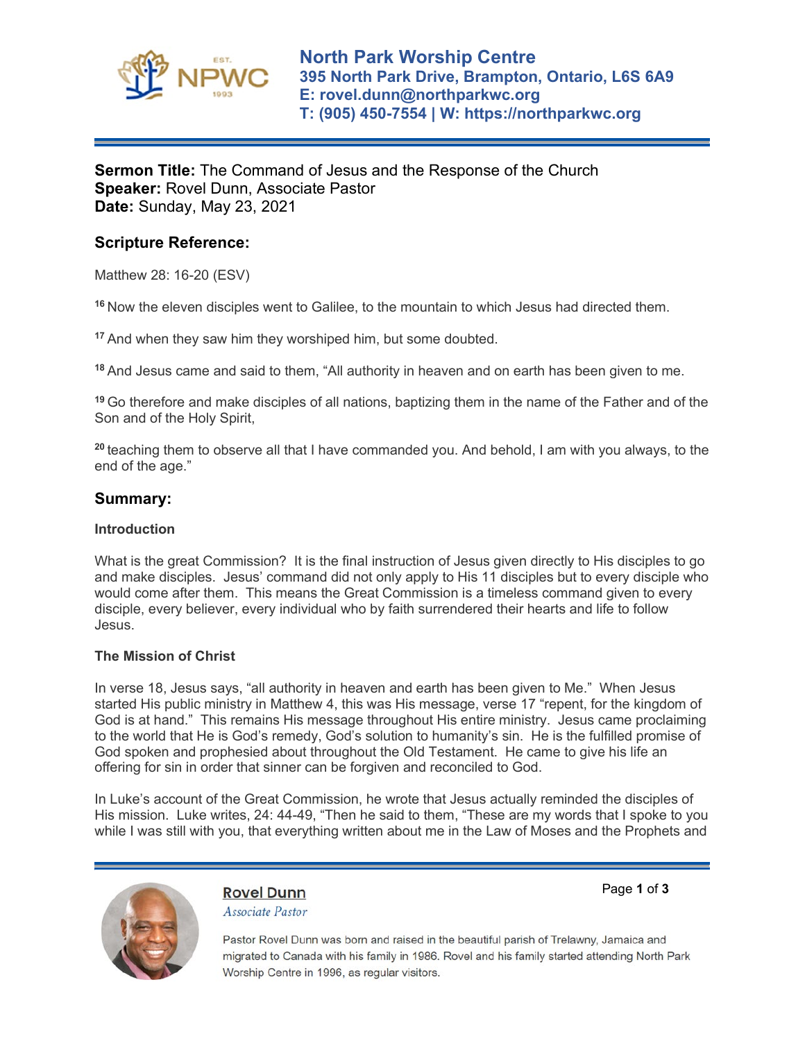**North Park Worship Centre**
**395 North Park Drive, Brampton, Ontario, L6S 6A9**
**E: rovel.dunn@northparkwc.org**
**T: (905) 450-7554 | W: https://northparkwc.org**

**Sermon Title:** The Command of Jesus and the Response of the Church
**Speaker:** Rovel Dunn, Associate Pastor
**Date:** Sunday, May 23, 2021

## Scripture Reference:

Matthew 28: 16-20 (ESV)

[16] Now the eleven disciples went to Galilee, to the mountain to which Jesus had directed them.

[17] And when they saw him they worshiped him, but some doubted.

[18] And Jesus came and said to them, "All authority in heaven and on earth has been given to me.

[19] Go therefore and make disciples of all nations, baptizing them in the name of the Father and of the Son and of the Holy Spirit,

[20] teaching them to observe all that I have commanded you. And behold, I am with you always, to the end of the age."

## Summary:

### Introduction

What is the great Commission? It is the final instruction of Jesus given directly to His disciples to go and make disciples. Jesus' command did not only apply to His 11 disciples but to every disciple who would come after them. This means the Great Commission is a timeless command given to every disciple, every believer, every individual who by faith surrendered their hearts and life to follow Jesus.

### The Mission of Christ

In verse 18, Jesus says, "all authority in heaven and earth has been given to Me." When Jesus started His public ministry in Matthew 4, this was His message, verse 17 "repent, for the kingdom of God is at hand." This remains His message throughout His entire ministry. Jesus came proclaiming to the world that He is God's remedy, God's solution to humanity's sin. He is the fulfilled promise of God spoken and prophesied about throughout the Old Testament. He came to give his life an offering for sin in order that sinner can be forgiven and reconciled to God.

In Luke's account of the Great Commission, he wrote that Jesus actually reminded the disciples of His mission. Luke writes, 24: 44-49, "Then he said to them, "These are my words that I spoke to you while I was still with you, that everything written about me in the Law of Moses and the Prophets and

**Rovel Dunn**
*Associate Pastor*

Pastor Rovel Dunn was born and raised in the beautiful parish of Trelawny, Jamaica and migrated to Canada with his family in 1986. Rovel and his family started attending North Park Worship Centre in 1996, as regular visitors.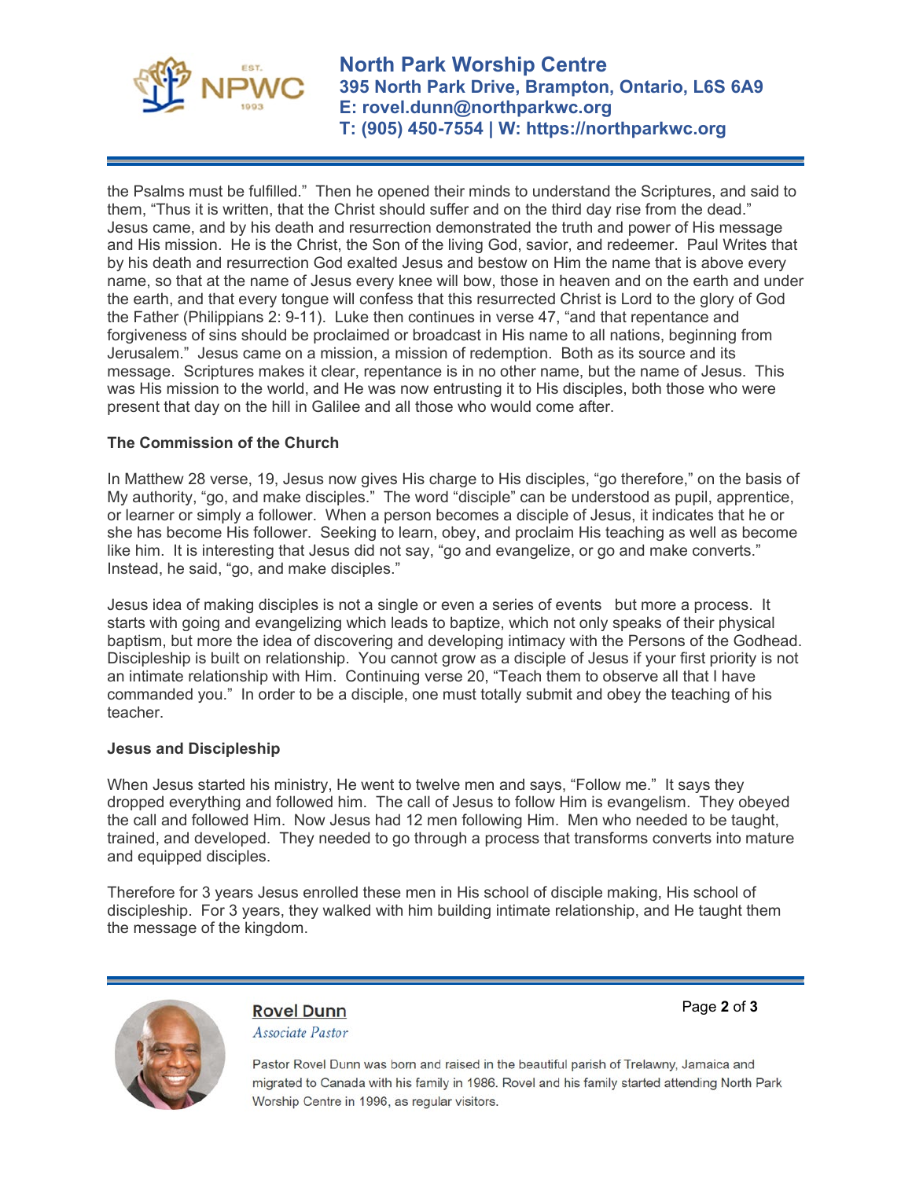the Psalms must be fulfilled." Then he opened their minds to understand the Scriptures, and said to them, "Thus it is written, that the Christ should suffer and on the third day rise from the dead." Jesus came, and by his death and resurrection demonstrated the truth and power of His message and His mission. He is the Christ, the Son of the living God, savior, and redeemer. Paul Writes that by his death and resurrection God exalted Jesus and bestow on Him the name that is above every name, so that at the name of Jesus every knee will bow, those in heaven and on the earth and under the earth, and that every tongue will confess that this resurrected Christ is Lord to the glory of God the Father (Philippians 2: 9-11). Luke then continues in verse 47, "and that repentance and forgiveness of sins should be proclaimed or broadcast in His name to all nations, beginning from Jerusalem." Jesus came on a mission, a mission of redemption. Both as its source and its message. Scriptures makes it clear, repentance is in no other name, but the name of Jesus. This was His mission to the world, and He was now entrusting it to His disciples, both those who were present that day on the hill in Galilee and all those who would come after.

**The Commission of the Church**

In Matthew 28 verse, 19, Jesus now gives His charge to His disciples, "go therefore," on the basis of My authority, "go, and make disciples." The word "disciple" can be understood as pupil, apprentice, or learner or simply a follower. When a person becomes a disciple of Jesus, it indicates that he or she has become His follower. Seeking to learn, obey, and proclaim His teaching as well as become like him. It is interesting that Jesus did not say, "go and evangelize, or go and make converts." Instead, he said, "go, and make disciples."

Jesus idea of making disciples is not a single or even a series of events but more a process. It starts with going and evangelizing which leads to baptize, which not only speaks of their physical baptism, but more the idea of discovering and developing intimacy with the Persons of the Godhead. Discipleship is built on relationship. You cannot grow as a disciple of Jesus if your first priority is not an intimate relationship with Him. Continuing verse 20, "Teach them to observe all that I have commanded you." In order to be a disciple, one must totally submit and obey the teaching of his teacher.

**Jesus and Discipleship**

When Jesus started his ministry, He went to twelve men and says, "Follow me." It says they dropped everything and followed him. The call of Jesus to follow Him is evangelism. They obeyed the call and followed Him. Now Jesus had 12 men following Him. Men who needed to be taught, trained, and developed. They needed to go through a process that transforms converts into mature and equipped disciples.

Therefore for 3 years Jesus enrolled these men in His school of disciple making, His school of discipleship. For 3 years, they walked with him building intimate relationship, and He taught them the message of the kingdom.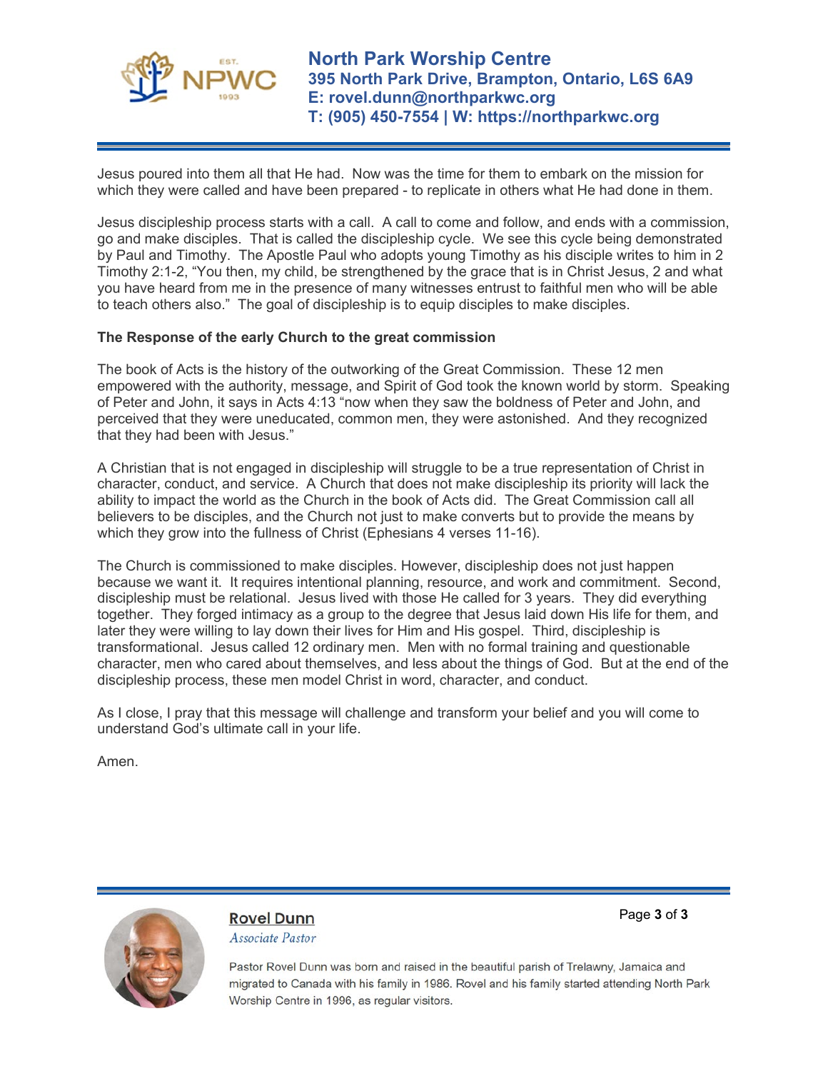Jesus poured into them all that He had. Now was the time for them to embark on the mission for which they were called and have been prepared - to replicate in others what He had done in them.

Jesus discipleship process starts with a call. A call to come and follow, and ends with a commission, go and make disciples. That is called the discipleship cycle. We see this cycle being demonstrated by Paul and Timothy. The Apostle Paul who adopts young Timothy as his disciple writes to him in 2 Timothy 2:1-2, "You then, my child, be strengthened by the grace that is in Christ Jesus, 2 and what you have heard from me in the presence of many witnesses entrust to faithful men who will be able to teach others also." The goal of discipleship is to equip disciples to make disciples.

**The Response of the early Church to the great commission**

The book of Acts is the history of the outworking of the Great Commission. These 12 men empowered with the authority, message, and Spirit of God took the known world by storm. Speaking of Peter and John, it says in Acts 4:13 "now when they saw the boldness of Peter and John, and perceived that they were uneducated, common men, they were astonished. And they recognized that they had been with Jesus."

A Christian that is not engaged in discipleship will struggle to be a true representation of Christ in character, conduct, and service. A Church that does not make discipleship its priority will lack the ability to impact the world as the Church in the book of Acts did. The Great Commission call all believers to be disciples, and the Church not just to make converts but to provide the means by which they grow into the fullness of Christ (Ephesians 4 verses 11-16).

The Church is commissioned to make disciples. However, discipleship does not just happen because we want it. It requires intentional planning, resource, and work and commitment. Second, discipleship must be relational. Jesus lived with those He called for 3 years. They did everything together. They forged intimacy as a group to the degree that Jesus laid down His life for them, and later they were willing to lay down their lives for Him and His gospel. Third, discipleship is transformational. Jesus called 12 ordinary men. Men with no formal training and questionable character, men who cared about themselves, and less about the things of God. But at the end of the discipleship process, these men model Christ in word, character, and conduct.

As I close, I pray that this message will challenge and transform your belief and you will come to understand God's ultimate call in your life.

Amen.

**Rovel Dunn**

*Associate Pastor*

Pastor Rovel Dunn was born and raised in the beautiful parish of Trelawny, Jamaica and migrated to Canada with his family in 1986. Rovel and his family started attending North Park Worship Centre in 1996, as regular visitors.